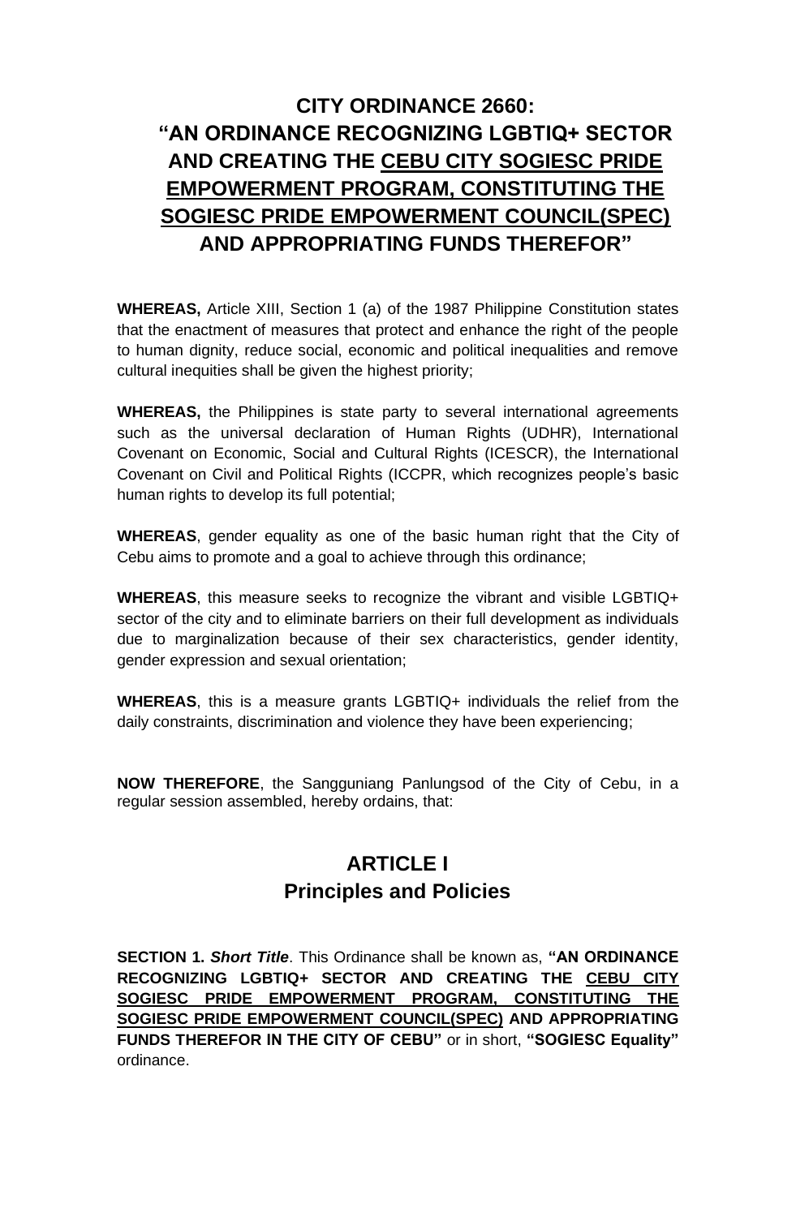# CITY ORDINANCE 2660: "AN ORDINANCE RECOGNIZING LGBTIQ+ SECTOR AND CREATING THE <u>CEBU CITY SOGIESC PRIDE EMPOWERMENT PROGRAM, CONSTITUTING THE SOGIESC PRIDE EMPOWERMENT COUNCIL(SPEC)</u> AND APPROPRIATING FUNDS THEREFOR"

**WHEREAS,** Article XIII, Section 1 (a) of the 1987 Philippine Constitution states that the enactment of measures that protect and enhance the right of the people to human dignity, reduce social, economic and political inequalities and remove cultural inequities shall be given the highest priority;

**WHEREAS,** the Philippines is state party to several international agreements such as the universal declaration of Human Rights (UDHR), International Covenant on Economic, Social and Cultural Rights (ICESCR), the International Covenant on Civil and Political Rights (ICCPR, which recognizes people's basic human rights to develop its full potential;

**WHEREAS**, gender equality as one of the basic human right that the City of Cebu aims to promote and a goal to achieve through this ordinance;

**WHEREAS**, this measure seeks to recognize the vibrant and visible LGBTIQ+ sector of the city and to eliminate barriers on their full development as individuals due to marginalization because of their sex characteristics, gender identity, gender expression and sexual orientation;

**WHEREAS**, this is a measure grants LGBTIQ+ individuals the relief from the daily constraints, discrimination and violence they have been experiencing;

**NOW THEREFORE**, the Sangguniang Panlungsod of the City of Cebu, in a regular session assembled, hereby ordains, that:

## ARTICLE I
## Principles and Policies

**SECTION 1.** ***Short Title***. This Ordinance shall be known as, **"AN ORDINANCE RECOGNIZING LGBTIQ+ SECTOR AND CREATING THE <u>CEBU CITY SOGIESC PRIDE EMPOWERMENT PROGRAM, CONSTITUTING THE SOGIESC PRIDE EMPOWERMENT COUNCIL(SPEC)</u> AND APPROPRIATING FUNDS THEREFOR IN THE CITY OF CEBU"** or in short, **"SOGIESC Equality"** ordinance.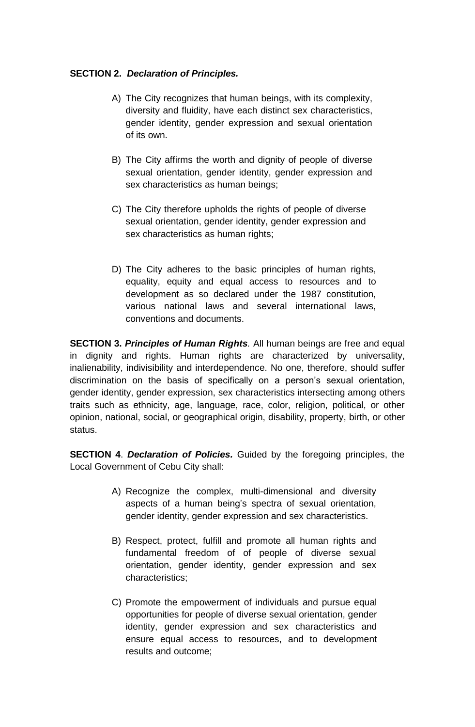**SECTION 2.** ***Declaration of Principles.***

A) The City recognizes that human beings, with its complexity, diversity and fluidity, have each distinct sex characteristics, gender identity, gender expression and sexual orientation of its own.

B) The City affirms the worth and dignity of people of diverse sexual orientation, gender identity, gender expression and sex characteristics as human beings;

C) The City therefore upholds the rights of people of diverse sexual orientation, gender identity, gender expression and sex characteristics as human rights;

D) The City adheres to the basic principles of human rights, equality, equity and equal access to resources and to development as so declared under the 1987 constitution, various national laws and several international laws, conventions and documents.

**SECTION 3.** ***Principles of Human Rights****.* All human beings are free and equal in dignity and rights. Human rights are characterized by universality, inalienability, indivisibility and interdependence. No one, therefore, should suffer discrimination on the basis of specifically on a person's sexual orientation, gender identity, gender expression, sex characteristics intersecting among others traits such as ethnicity, age, language, race, color, religion, political, or other opinion, national, social, or geographical origin, disability, property, birth, or other status.

**SECTION 4**. ***Declaration of Policies.*** Guided by the foregoing principles, the Local Government of Cebu City shall:

A) Recognize the complex, multi-dimensional and diversity aspects of a human being's spectra of sexual orientation, gender identity, gender expression and sex characteristics.

B) Respect, protect, fulfill and promote all human rights and fundamental freedom of of people of diverse sexual orientation, gender identity, gender expression and sex characteristics;

C) Promote the empowerment of individuals and pursue equal opportunities for people of diverse sexual orientation, gender identity, gender expression and sex characteristics and ensure equal access to resources, and to development results and outcome;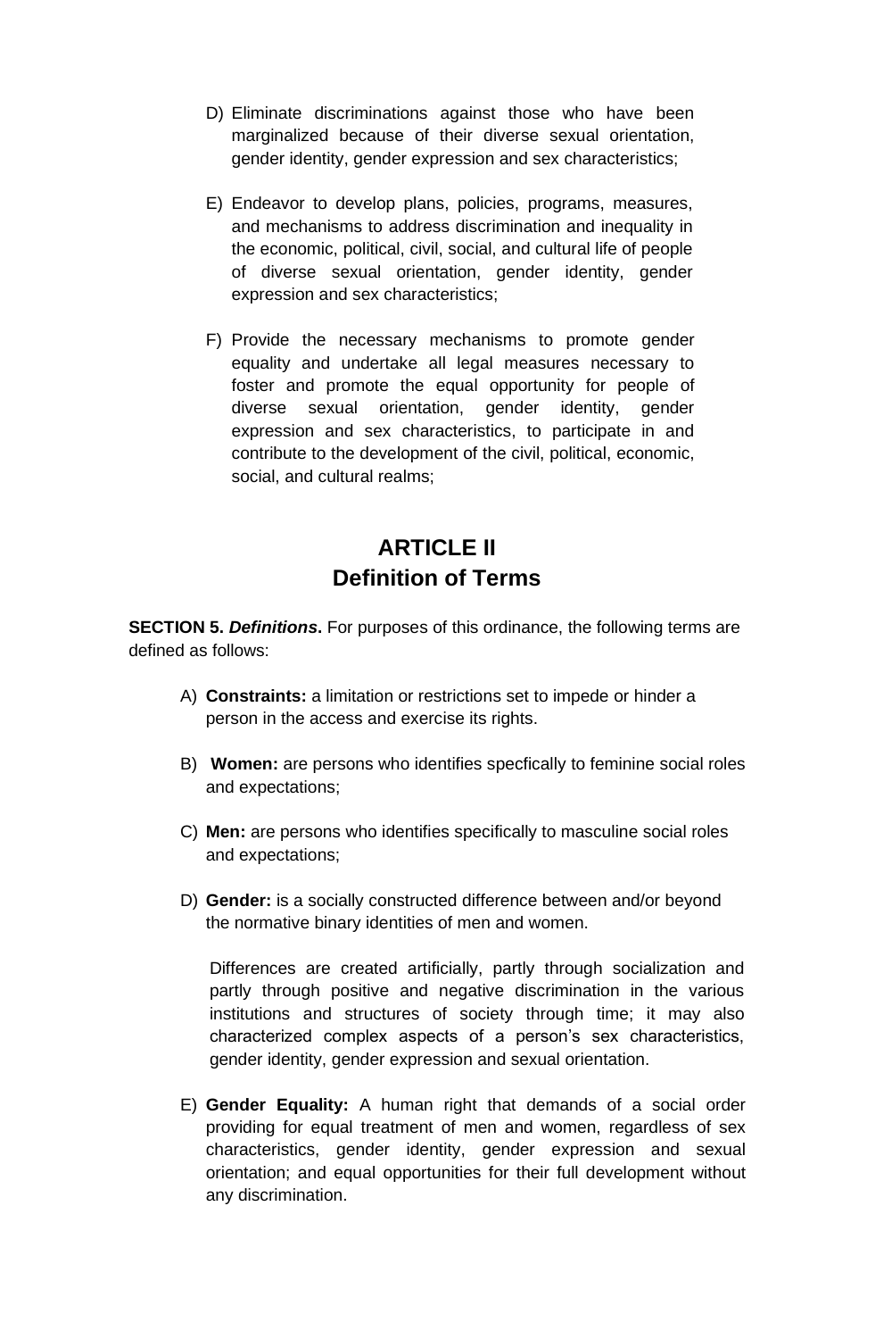D) Eliminate discriminations against those who have been marginalized because of their diverse sexual orientation, gender identity, gender expression and sex characteristics;

E) Endeavor to develop plans, policies, programs, measures, and mechanisms to address discrimination and inequality in the economic, political, civil, social, and cultural life of people of diverse sexual orientation, gender identity, gender expression and sex characteristics;

F) Provide the necessary mechanisms to promote gender equality and undertake all legal measures necessary to foster and promote the equal opportunity for people of diverse sexual orientation, gender identity, gender expression and sex characteristics, to participate in and contribute to the development of the civil, political, economic, social, and cultural realms;

## ARTICLE II
## Definition of Terms

**SECTION 5. *Definitions*.** For purposes of this ordinance, the following terms are defined as follows:

A) **Constraints:** a limitation or restrictions set to impede or hinder a person in the access and exercise its rights.

B) **Women:** are persons who identifies specfically to feminine social roles and expectations;

C) **Men:** are persons who identifies specifically to masculine social roles and expectations;

D) **Gender:** is a socially constructed difference between and/or beyond the normative binary identities of men and women.

Differences are created artificially, partly through socialization and partly through positive and negative discrimination in the various institutions and structures of society through time; it may also characterized complex aspects of a person's sex characteristics, gender identity, gender expression and sexual orientation.

E) **Gender Equality:** A human right that demands of a social order providing for equal treatment of men and women, regardless of sex characteristics, gender identity, gender expression and sexual orientation; and equal opportunities for their full development without any discrimination.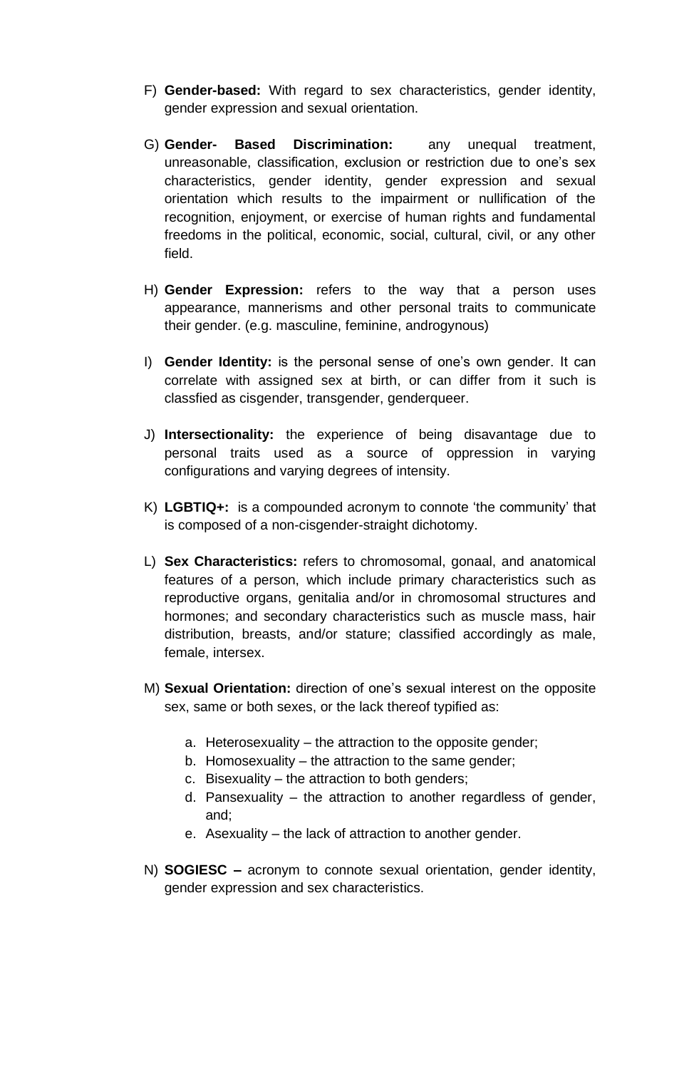F) **Gender-based:** With regard to sex characteristics, gender identity, gender expression and sexual orientation.

G) **Gender- Based Discrimination:** any unequal treatment, unreasonable, classification, exclusion or restriction due to one's sex characteristics, gender identity, gender expression and sexual orientation which results to the impairment or nullification of the recognition, enjoyment, or exercise of human rights and fundamental freedoms in the political, economic, social, cultural, civil, or any other field.

H) **Gender Expression:** refers to the way that a person uses appearance, mannerisms and other personal traits to communicate their gender. (e.g. masculine, feminine, androgynous)

I) **Gender Identity:** is the personal sense of one's own gender. It can correlate with assigned sex at birth, or can differ from it such is classfied as cisgender, transgender, genderqueer.

J) **Intersectionality:** the experience of being disavantage due to personal traits used as a source of oppression in varying configurations and varying degrees of intensity.

K) **LGBTIQ+:** is a compounded acronym to connote 'the community' that is composed of a non-cisgender-straight dichotomy.

L) **Sex Characteristics:** refers to chromosomal, gonaal, and anatomical features of a person, which include primary characteristics such as reproductive organs, genitalia and/or in chromosomal structures and hormones; and secondary characteristics such as muscle mass, hair distribution, breasts, and/or stature; classified accordingly as male, female, intersex.

M) **Sexual Orientation:** direction of one's sexual interest on the opposite sex, same or both sexes, or the lack thereof typified as:

   a. Heterosexuality – the attraction to the opposite gender;
   b. Homosexuality – the attraction to the same gender;
   c. Bisexuality – the attraction to both genders;
   d. Pansexuality – the attraction to another regardless of gender, and;
   e. Asexuality – the lack of attraction to another gender.

N) **SOGIESC –** acronym to connote sexual orientation, gender identity, gender expression and sex characteristics.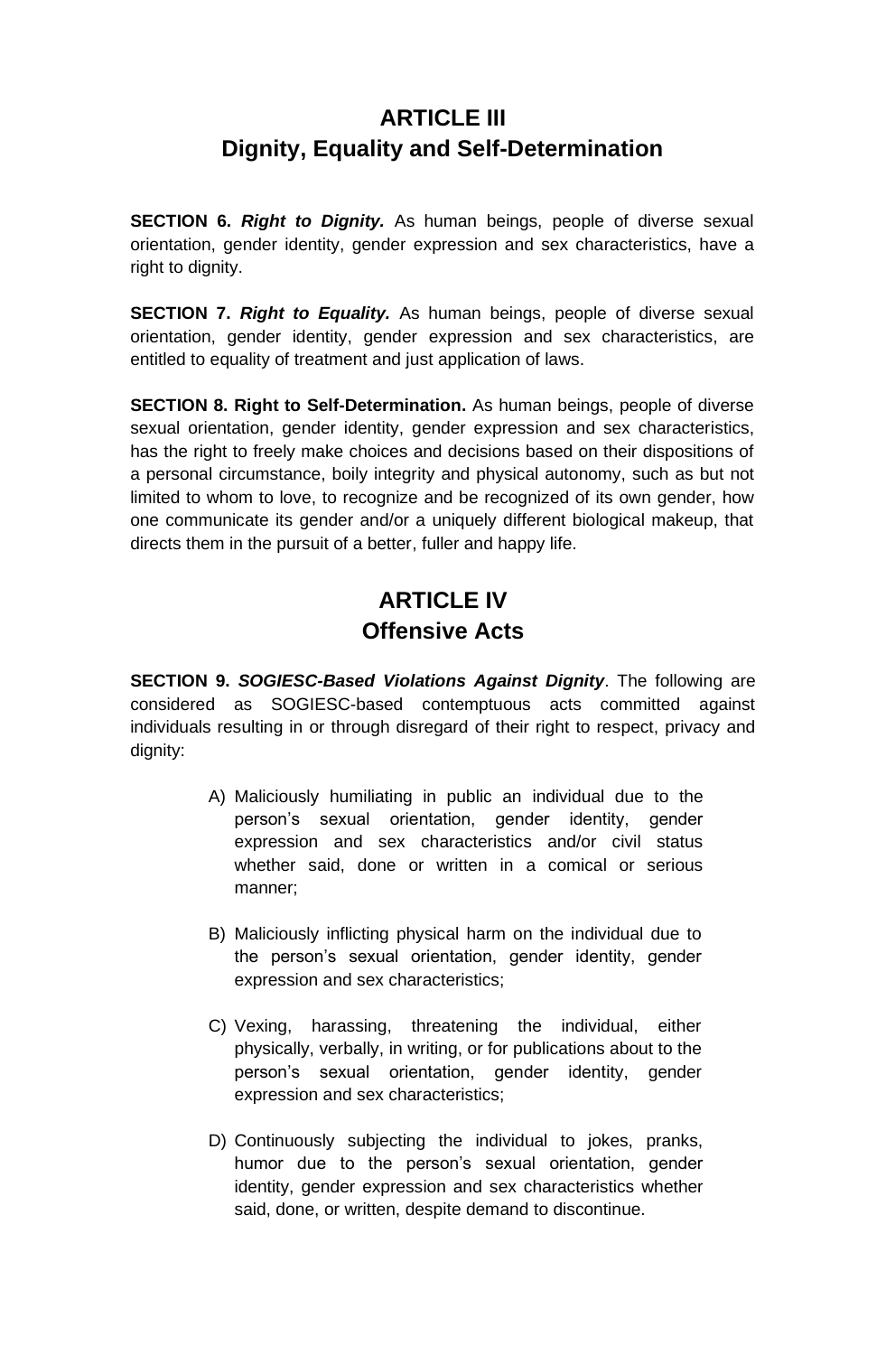# ARTICLE III
# Dignity, Equality and Self-Determination

**SECTION 6.** ***Right to Dignity.*** As human beings, people of diverse sexual orientation, gender identity, gender expression and sex characteristics, have a right to dignity.

**SECTION 7.** ***Right to Equality.*** As human beings, people of diverse sexual orientation, gender identity, gender expression and sex characteristics, are entitled to equality of treatment and just application of laws.

**SECTION 8. Right to Self-Determination.** As human beings, people of diverse sexual orientation, gender identity, gender expression and sex characteristics, has the right to freely make choices and decisions based on their dispositions of a personal circumstance, boily integrity and physical autonomy, such as but not limited to whom to love, to recognize and be recognized of its own gender, how one communicate its gender and/or a uniquely different biological makeup, that directs them in the pursuit of a better, fuller and happy life.

# ARTICLE IV
# Offensive Acts

**SECTION 9.** ***SOGIESC-Based Violations Against Dignity***. The following are considered as SOGIESC-based contemptuous acts committed against individuals resulting in or through disregard of their right to respect, privacy and dignity:

A) Maliciously humiliating in public an individual due to the person's sexual orientation, gender identity, gender expression and sex characteristics and/or civil status whether said, done or written in a comical or serious manner;

B) Maliciously inflicting physical harm on the individual due to the person's sexual orientation, gender identity, gender expression and sex characteristics;

C) Vexing, harassing, threatening the individual, either physically, verbally, in writing, or for publications about to the person's sexual orientation, gender identity, gender expression and sex characteristics;

D) Continuously subjecting the individual to jokes, pranks, humor due to the person's sexual orientation, gender identity, gender expression and sex characteristics whether said, done, or written, despite demand to discontinue.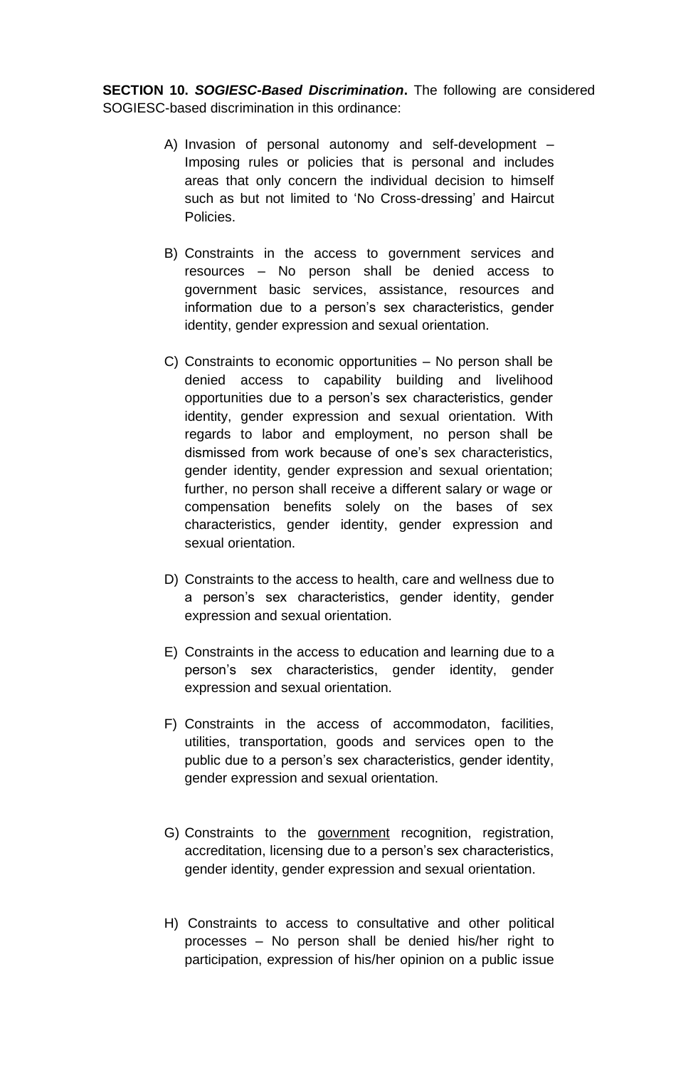**SECTION 10.** ***SOGIESC-Based Discrimination*****.** The following are considered SOGIESC-based discrimination in this ordinance:

A) Invasion of personal autonomy and self-development – Imposing rules or policies that is personal and includes areas that only concern the individual decision to himself such as but not limited to 'No Cross-dressing' and Haircut Policies.

B) Constraints in the access to government services and resources – No person shall be denied access to government basic services, assistance, resources and information due to a person's sex characteristics, gender identity, gender expression and sexual orientation.

C) Constraints to economic opportunities – No person shall be denied access to capability building and livelihood opportunities due to a person's sex characteristics, gender identity, gender expression and sexual orientation. With regards to labor and employment, no person shall be dismissed from work because of one's sex characteristics, gender identity, gender expression and sexual orientation; further, no person shall receive a different salary or wage or compensation benefits solely on the bases of sex characteristics, gender identity, gender expression and sexual orientation.

D) Constraints to the access to health, care and wellness due to a person's sex characteristics, gender identity, gender expression and sexual orientation.

E) Constraints in the access to education and learning due to a person's sex characteristics, gender identity, gender expression and sexual orientation.

F) Constraints in the access of accommodaton, facilities, utilities, transportation, goods and services open to the public due to a person's sex characteristics, gender identity, gender expression and sexual orientation.

G) Constraints to the government recognition, registration, accreditation, licensing due to a person's sex characteristics, gender identity, gender expression and sexual orientation.

H) Constraints to access to consultative and other political processes – No person shall be denied his/her right to participation, expression of his/her opinion on a public issue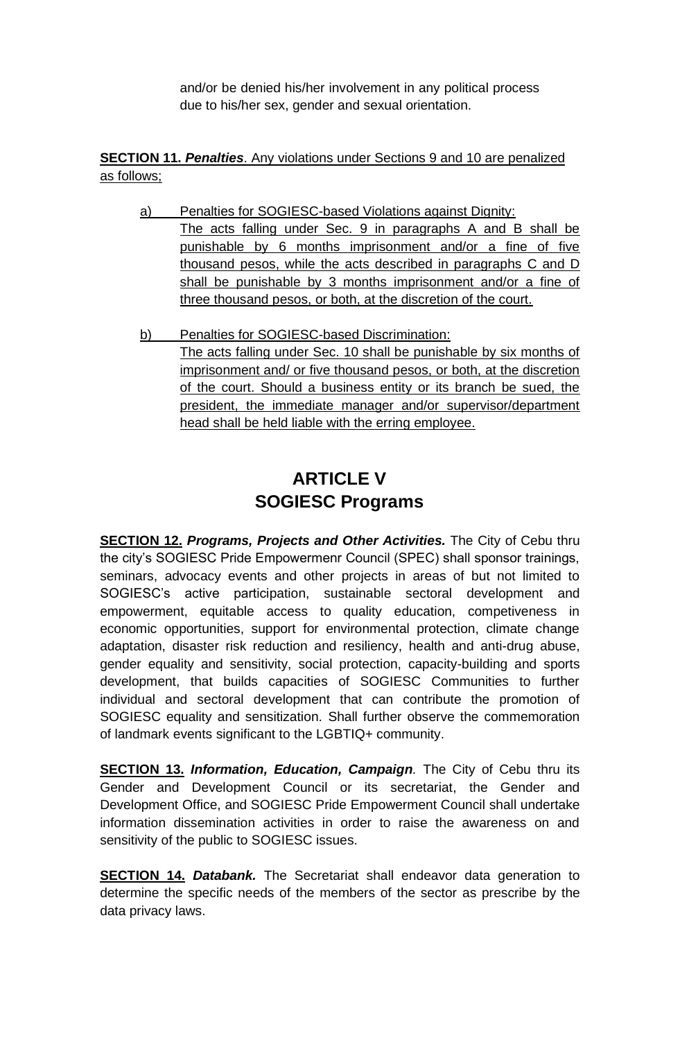and/or be denied his/her involvement in any political process due to his/her sex, gender and sexual orientation.

**SECTION 11. *Penalties***. Any violations under Sections 9 and 10 are penalized as follows;

a) Penalties for SOGIESC-based Violations against Dignity:
The acts falling under Sec. 9 in paragraphs A and B shall be punishable by 6 months imprisonment and/or a fine of five thousand pesos, while the acts described in paragraphs C and D shall be punishable by 3 months imprisonment and/or a fine of three thousand pesos, or both, at the discretion of the court.

b) Penalties for SOGIESC-based Discrimination:
The acts falling under Sec. 10 shall be punishable by six months of imprisonment and/ or five thousand pesos, or both, at the discretion of the court. Should a business entity or its branch be sued, the president, the immediate manager and/or supervisor/department head shall be held liable with the erring employee.

# ARTICLE V
# SOGIESC Programs

**SECTION 12.** ***Programs, Projects and Other Activities.*** The City of Cebu thru the city's SOGIESC Pride Empowermenr Council (SPEC) shall sponsor trainings, seminars, advocacy events and other projects in areas of but not limited to SOGIESC's active participation, sustainable sectoral development and empowerment, equitable access to quality education, competiveness in economic opportunities, support for environmental protection, climate change adaptation, disaster risk reduction and resiliency, health and anti-drug abuse, gender equality and sensitivity, social protection, capacity-building and sports development, that builds capacities of SOGIESC Communities to further individual and sectoral development that can contribute the promotion of SOGIESC equality and sensitization. Shall further observe the commemoration of landmark events significant to the LGBTIQ+ community.

**SECTION 13.** ***Information, Education, Campaign***. The City of Cebu thru its Gender and Development Council or its secretariat, the Gender and Development Office, and SOGIESC Pride Empowerment Council shall undertake information dissemination activities in order to raise the awareness on and sensitivity of the public to SOGIESC issues.

**SECTION 14.** ***Databank.*** The Secretariat shall endeavor data generation to determine the specific needs of the members of the sector as prescribe by the data privacy laws.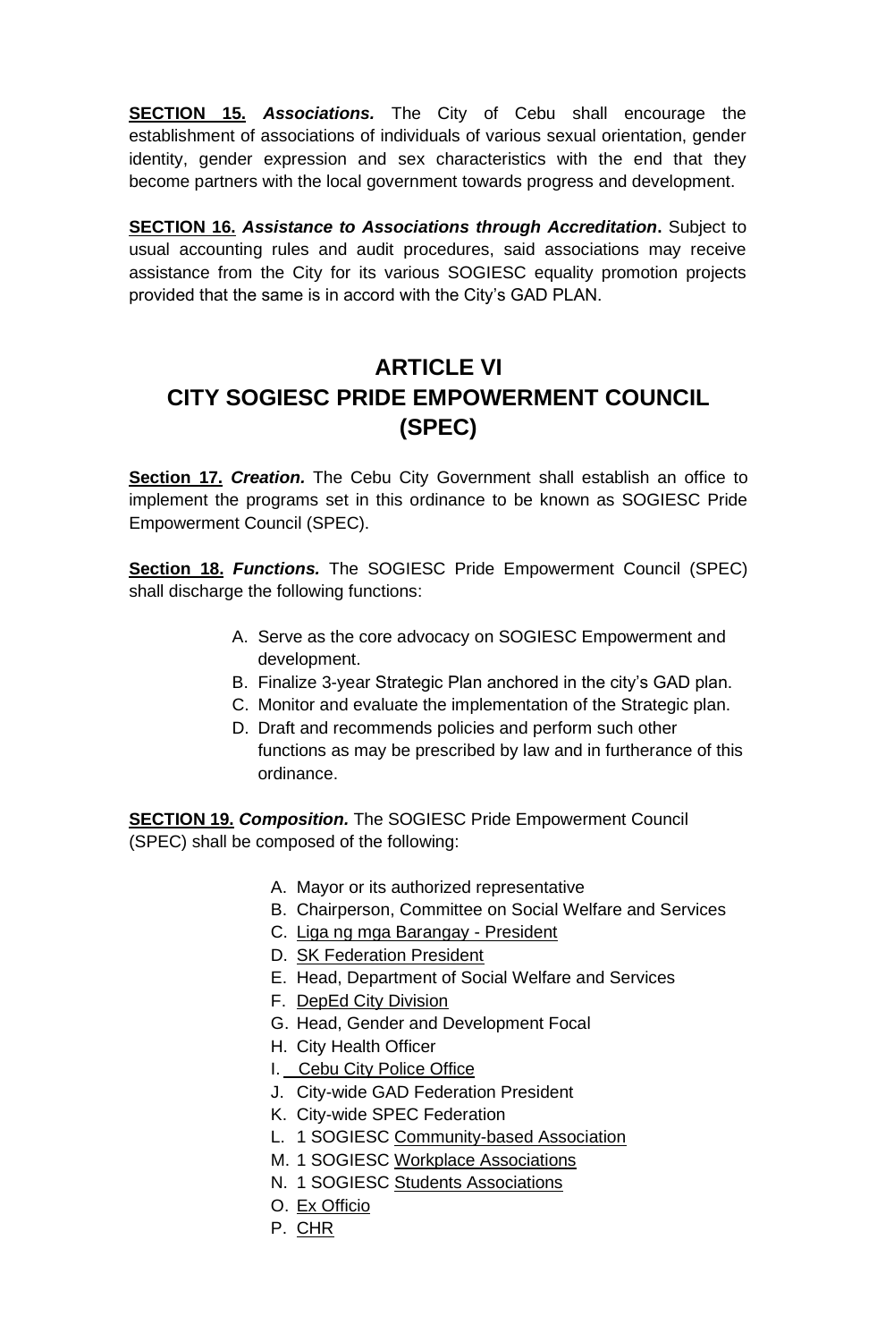**SECTION 15.** ***Associations.*** The City of Cebu shall encourage the establishment of associations of individuals of various sexual orientation, gender identity, gender expression and sex characteristics with the end that they become partners with the local government towards progress and development.

**SECTION 16.** ***Assistance to Associations through Accreditation*****.** Subject to usual accounting rules and audit procedures, said associations may receive assistance from the City for its various SOGIESC equality promotion projects provided that the same is in accord with the City's GAD PLAN.

## ARTICLE VI
## CITY SOGIESC PRIDE EMPOWERMENT COUNCIL (SPEC)

**Section 17.** ***Creation.*** The Cebu City Government shall establish an office to implement the programs set in this ordinance to be known as SOGIESC Pride Empowerment Council (SPEC).

**Section 18.** ***Functions.*** The SOGIESC Pride Empowerment Council (SPEC) shall discharge the following functions:

A. Serve as the core advocacy on SOGIESC Empowerment and development.
B. Finalize 3-year Strategic Plan anchored in the city's GAD plan.
C. Monitor and evaluate the implementation of the Strategic plan.
D. Draft and recommends policies and perform such other functions as may be prescribed by law and in furtherance of this ordinance.

**SECTION 19.** ***Composition.*** The SOGIESC Pride Empowerment Council (SPEC) shall be composed of the following:

A. Mayor or its authorized representative
B. Chairperson, Committee on Social Welfare and Services
C. Liga ng mga Barangay - President
D. SK Federation President
E. Head, Department of Social Welfare and Services
F. DepEd City Division
G. Head, Gender and Development Focal
H. City Health Officer
I. Cebu City Police Office
J. City-wide GAD Federation President
K. City-wide SPEC Federation
L. 1 SOGIESC Community-based Association
M. 1 SOGIESC Workplace Associations
N. 1 SOGIESC Students Associations
O. Ex Officio
P. CHR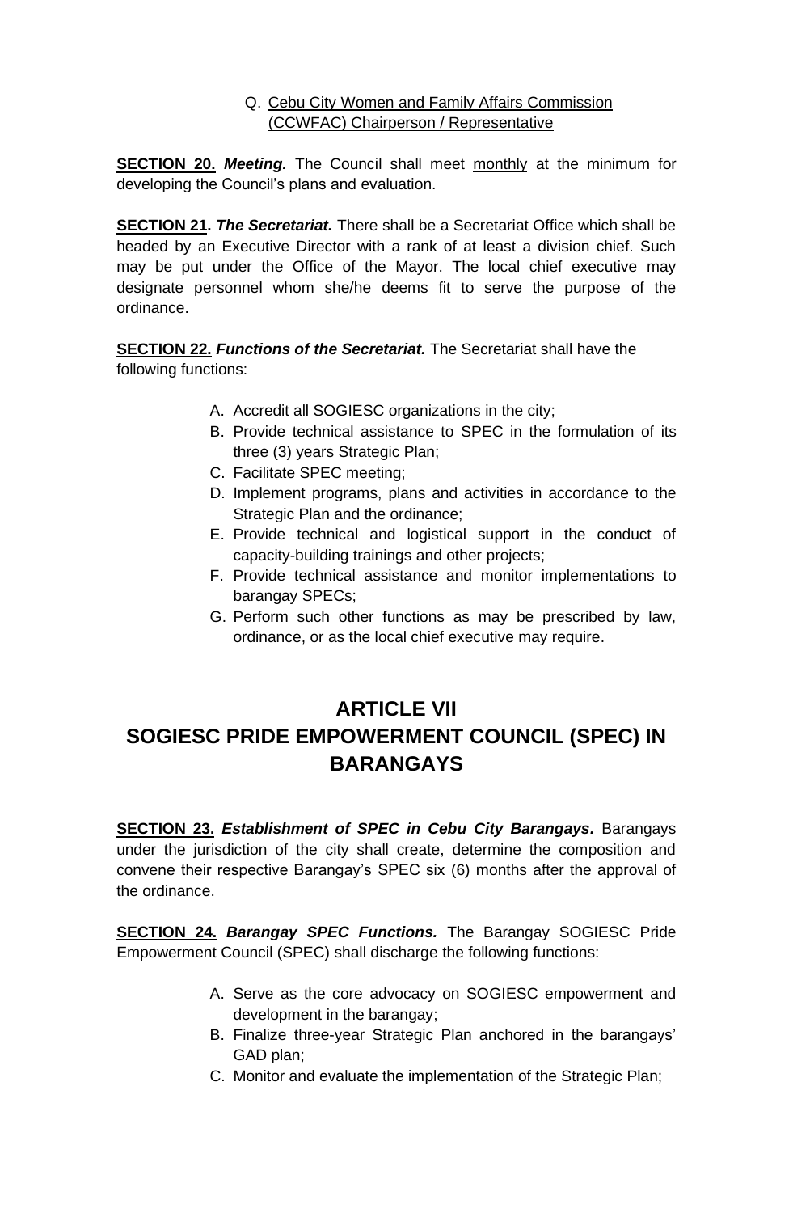Q. Cebu City Women and Family Affairs Commission (CCWFAC) Chairperson / Representative

**SECTION 20.** ***Meeting.*** The Council shall meet monthly at the minimum for developing the Council's plans and evaluation.

**SECTION 21.** ***The Secretariat.*** There shall be a Secretariat Office which shall be headed by an Executive Director with a rank of at least a division chief. Such may be put under the Office of the Mayor. The local chief executive may designate personnel whom she/he deems fit to serve the purpose of the ordinance.

**SECTION 22.** ***Functions of the Secretariat.*** The Secretariat shall have the following functions:

A. Accredit all SOGIESC organizations in the city;
B. Provide technical assistance to SPEC in the formulation of its three (3) years Strategic Plan;
C. Facilitate SPEC meeting;
D. Implement programs, plans and activities in accordance to the Strategic Plan and the ordinance;
E. Provide technical and logistical support in the conduct of capacity-building trainings and other projects;
F. Provide technical assistance and monitor implementations to barangay SPECs;
G. Perform such other functions as may be prescribed by law, ordinance, or as the local chief executive may require.

# ARTICLE VII
# SOGIESC PRIDE EMPOWERMENT COUNCIL (SPEC) IN BARANGAYS

**SECTION 23.** ***Establishment of SPEC in Cebu City Barangays.*** Barangays under the jurisdiction of the city shall create, determine the composition and convene their respective Barangay's SPEC six (6) months after the approval of the ordinance.

**SECTION 24.** ***Barangay SPEC Functions.*** The Barangay SOGIESC Pride Empowerment Council (SPEC) shall discharge the following functions:

A. Serve as the core advocacy on SOGIESC empowerment and development in the barangay;
B. Finalize three-year Strategic Plan anchored in the barangays' GAD plan;
C. Monitor and evaluate the implementation of the Strategic Plan;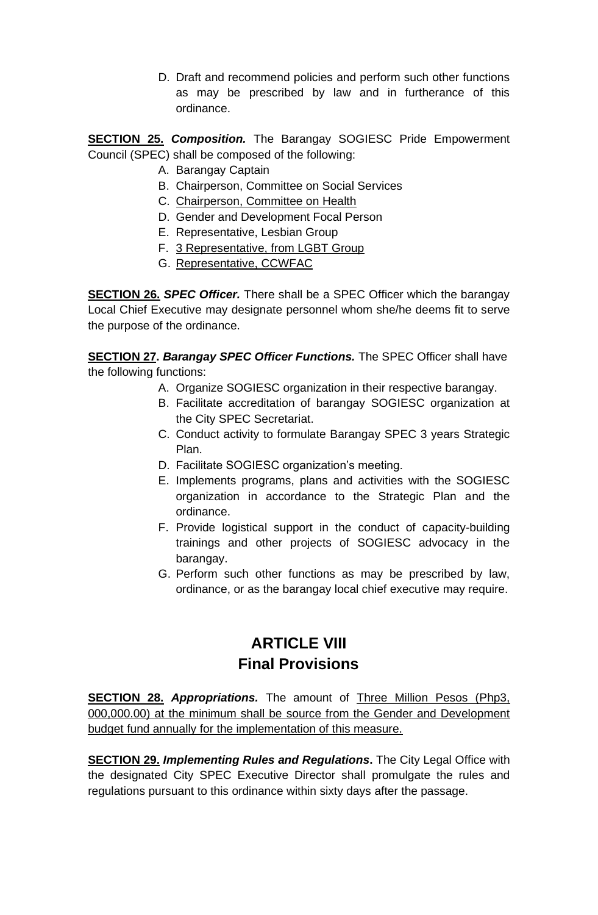D. Draft and recommend policies and perform such other functions as may be prescribed by law and in furtherance of this ordinance.

**SECTION 25.** ***Composition.*** The Barangay SOGIESC Pride Empowerment Council (SPEC) shall be composed of the following:

A. Barangay Captain
B. Chairperson, Committee on Social Services
C. Chairperson, Committee on Health
D. Gender and Development Focal Person
E. Representative, Lesbian Group
F. 3 Representative, from LGBT Group
G. Representative, CCWFAC

**SECTION 26.** ***SPEC Officer.*** There shall be a SPEC Officer which the barangay Local Chief Executive may designate personnel whom she/he deems fit to serve the purpose of the ordinance.

**SECTION 27.** ***Barangay SPEC Officer Functions.*** The SPEC Officer shall have the following functions:

A. Organize SOGIESC organization in their respective barangay.
B. Facilitate accreditation of barangay SOGIESC organization at the City SPEC Secretariat.
C. Conduct activity to formulate Barangay SPEC 3 years Strategic Plan.
D. Facilitate SOGIESC organization's meeting.
E. Implements programs, plans and activities with the SOGIESC organization in accordance to the Strategic Plan and the ordinance.
F. Provide logistical support in the conduct of capacity-building trainings and other projects of SOGIESC advocacy in the barangay.
G. Perform such other functions as may be prescribed by law, ordinance, or as the barangay local chief executive may require.

# ARTICLE VIII
# Final Provisions

**SECTION 28.** ***Appropriations.*** The amount of Three Million Pesos (Php3, 000,000.00) at the minimum shall be source from the Gender and Development budget fund annually for the implementation of this measure.

**SECTION 29.** ***Implementing Rules and Regulations*.** The City Legal Office with the designated City SPEC Executive Director shall promulgate the rules and regulations pursuant to this ordinance within sixty days after the passage.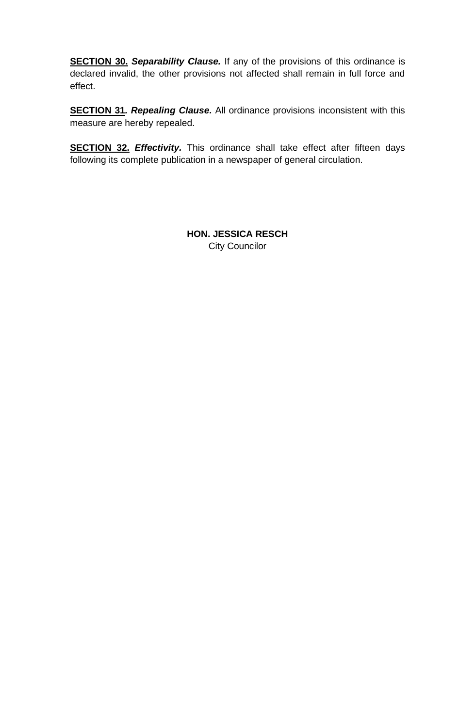**SECTION 30.** ***Separability Clause.*** If any of the provisions of this ordinance is declared invalid, the other provisions not affected shall remain in full force and effect.

**SECTION 31*.*** ***Repealing Clause.*** All ordinance provisions inconsistent with this measure are hereby repealed.

**SECTION 32.** ***Effectivity.*** This ordinance shall take effect after fifteen days following its complete publication in a newspaper of general circulation.

**HON. JESSICA RESCH**
City Councilor